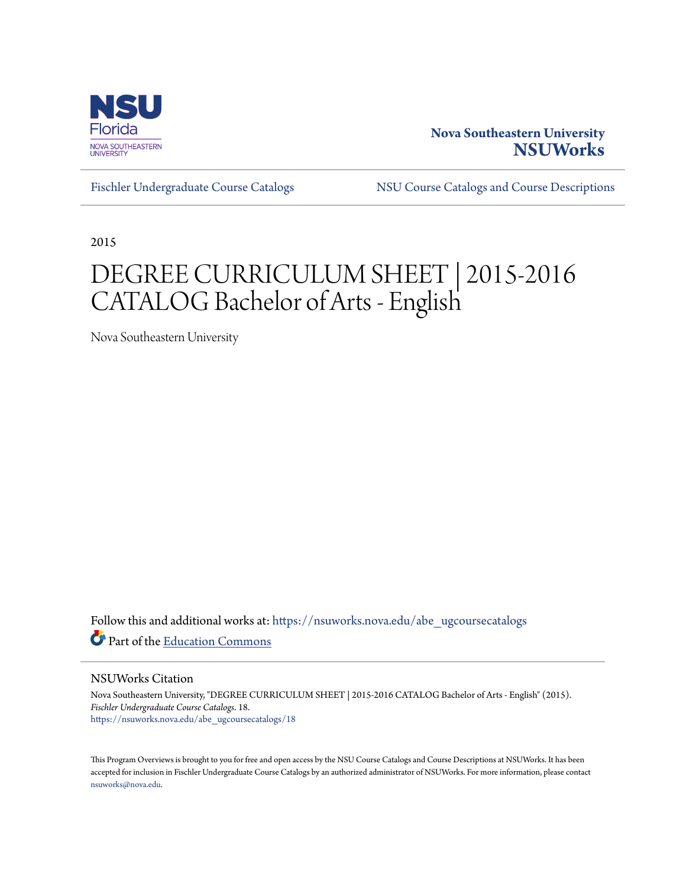Nova Southeastern University
**NSUWorks**

Fischler Undergraduate Course Catalogs | NSU Course Catalogs and Course Descriptions

2015

# DEGREE CURRICULUM SHEET | 2015-2016 CATALOG Bachelor of Arts - English

Nova Southeastern University

Follow this and additional works at: https://nsuworks.nova.edu/abe_ugcoursecatalogs

Part of the Education Commons

## NSUWorks Citation

Nova Southeastern University, "DEGREE CURRICULUM SHEET | 2015-2016 CATALOG Bachelor of Arts - English" (2015). *Fischler Undergraduate Course Catalogs*. 18.
https://nsuworks.nova.edu/abe_ugcoursecatalogs/18

This Program Overviews is brought to you for free and open access by the NSU Course Catalogs and Course Descriptions at NSUWorks. It has been accepted for inclusion in Fischler Undergraduate Course Catalogs by an authorized administrator of NSUWorks. For more information, please contact nsuworks@nova.edu.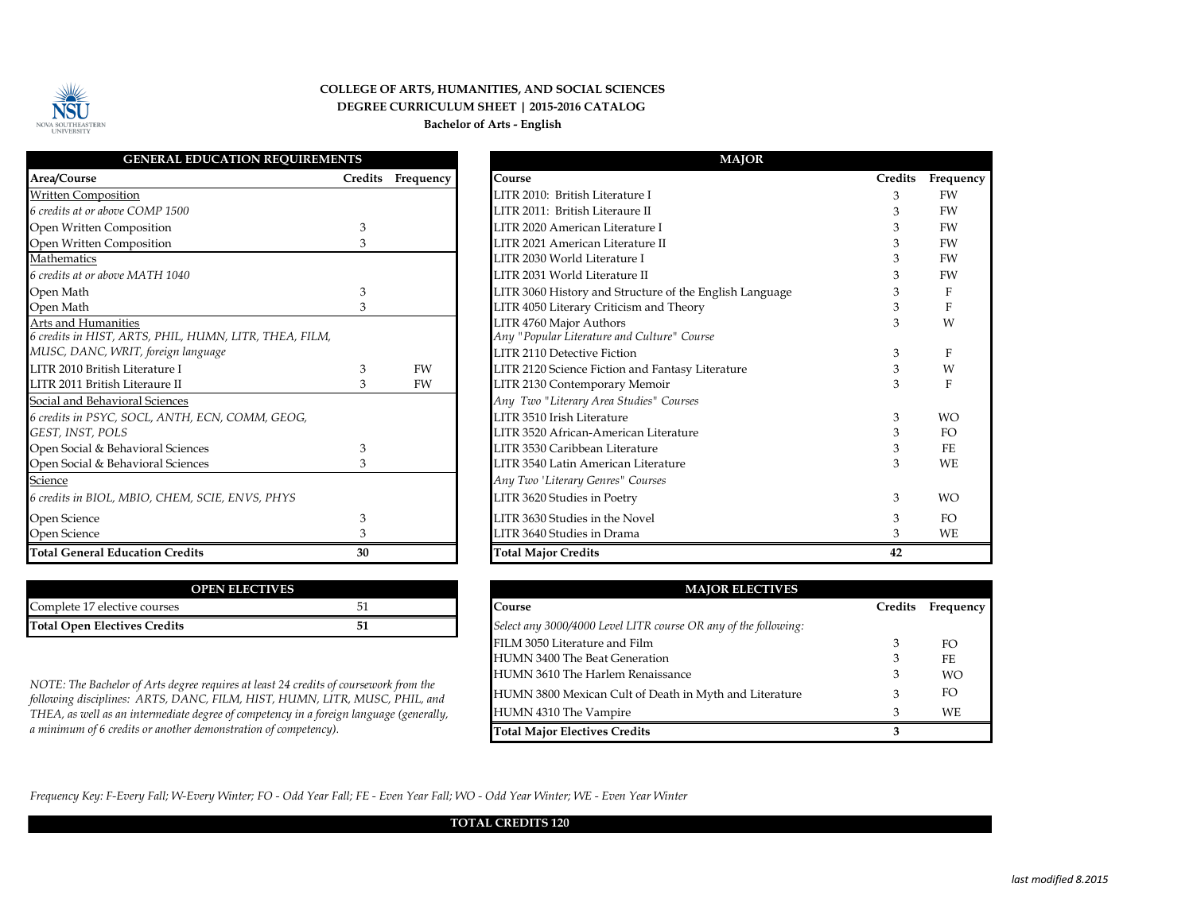**COLLEGE OF ARTS, HUMANITIES, AND SOCIAL SCIENCES**
**DEGREE CURRICULUM SHEET | 2015-2016 CATALOG**
**Bachelor of Arts - English**

| GENERAL EDUCATION REQUIREMENTS | | |
|---|---|---|
| **Area/Course** | **Credits** | **Frequency** |
| Written Composition | | |
| *6 credits at or above COMP 1500* | | |
| Open Written Composition | 3 | |
| Open Written Composition | 3 | |
| Mathematics | | |
| *6 credits at or above MATH 1040* | | |
| Open Math | 3 | |
| Open Math | 3 | |
| Arts and Humanities | | |
| *6 credits in HIST, ARTS, PHIL, HUMN, LITR, THEA, FILM, MUSC, DANC, WRIT, foreign language* | | |
| LITR 2010 British Literature I | 3 | FW |
| LITR 2011 British Literaure II | 3 | FW |
| Social and Behavioral Sciences | | |
| *6 credits in PSYC, SOCL, ANTH, ECN, COMM, GEOG, GEST, INST, POLS* | | |
| Open Social & Behavioral Sciences | 3 | |
| Open Social & Behavioral Sciences | 3 | |
| Science | | |
| *6 credits in BIOL, MBIO, CHEM, SCIE, ENVS, PHYS* | | |
| Open Science | 3 | |
| Open Science | 3 | |
| **Total General Education Credits** | **30** | |

| MAJOR | | |
|---|---|---|
| **Course** | **Credits** | **Frequency** |
| LITR 2010: British Literature I | 3 | FW |
| LITR 2011: British Literaure II | 3 | FW |
| LITR 2020 American Literature I | 3 | FW |
| LITR 2021 American Literature II | 3 | FW |
| LITR 2030 World Literature I | 3 | FW |
| LITR 2031 World Literature II | 3 | FW |
| LITR 3060 History and Structure of the English Language | 3 | F |
| LITR 4050 Literary Criticism and Theory | 3 | F |
| LITR 4760 Major Authors | 3 | W |
| *Any "Popular Literature and Culture" Course* | | |
| LITR 2110 Detective Fiction | 3 | F |
| LITR 2120 Science Fiction and Fantasy Literature | 3 | W |
| LITR 2130 Contemporary Memoir | 3 | F |
| *Any Two "Literary Area Studies" Courses* | | |
| LITR 3510 Irish Literature | 3 | WO |
| LITR 3520 African-American Literature | 3 | FO |
| LITR 3530 Caribbean Literature | 3 | FE |
| LITR 3540 Latin American Literature | 3 | WE |
| *Any Two 'Literary Genres" Courses* | | |
| LITR 3620 Studies in Poetry | 3 | WO |
| LITR 3630 Studies in the Novel | 3 | FO |
| LITR 3640 Studies in Drama | 3 | WE |
| **Total Major Credits** | **42** | |

| OPEN ELECTIVES | |
|---|---|
| Complete 17 elective courses | 51 |
| **Total Open Electives Credits** | **51** |

*NOTE: The Bachelor of Arts degree requires at least 24 credits of coursework from the following disciplines: ARTS, DANC, FILM, HIST, HUMN, LITR, MUSC, PHIL, and THEA, as well as an intermediate degree of competency in a foreign language (generally, a minimum of 6 credits or another demonstration of competency).*

| MAJOR ELECTIVES | | |
|---|---|---|
| **Course** | **Credits** | **Frequency** |
| *Select any 3000/4000 Level LITR course OR any of the following:* | | |
| FILM 3050 Literature and Film | 3 | FO |
| HUMN 3400 The Beat Generation | 3 | FE |
| HUMN 3610 The Harlem Renaissance | 3 | WO |
| HUMN 3800 Mexican Cult of Death in Myth and Literature | 3 | FO |
| HUMN 4310 The Vampire | 3 | WE |
| **Total Major Electives Credits** | **3** | |

*Frequency Key: F-Every Fall; W-Every Winter; FO - Odd Year Fall; FE - Even Year Fall; WO - Odd Year Winter; WE - Even Year Winter*

**TOTAL CREDITS 120**

*last modified 8.2015*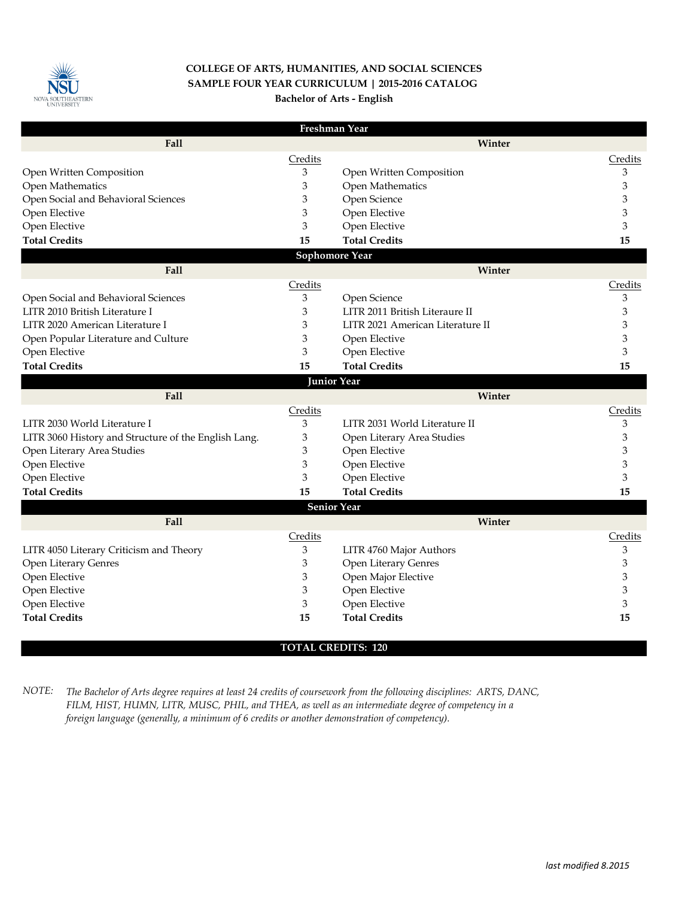**COLLEGE OF ARTS, HUMANITIES, AND SOCIAL SCIENCES**
**SAMPLE FOUR YEAR CURRICULUM | 2015-2016 CATALOG**
**Bachelor of Arts - English**

| **Freshman Year** | | | |
|---|---|---|---|
| **Fall** | Credits | **Winter** | Credits |
| Open Written Composition | 3 | Open Written Composition | 3 |
| Open Mathematics | 3 | Open Mathematics | 3 |
| Open Social and Behavioral Sciences | 3 | Open Science | 3 |
| Open Elective | 3 | Open Elective | 3 |
| Open Elective | 3 | Open Elective | 3 |
| **Total Credits** | **15** | **Total Credits** | **15** |

| **Sophomore Year** | | | |
|---|---|---|---|
| **Fall** | Credits | **Winter** | Credits |
| Open Social and Behavioral Sciences | 3 | Open Science | 3 |
| LITR 2010 British Literature I | 3 | LITR 2011 British Literaure II | 3 |
| LITR 2020 American Literature I | 3 | LITR 2021 American Literature II | 3 |
| Open Popular Literature and Culture | 3 | Open Elective | 3 |
| Open Elective | 3 | Open Elective | 3 |
| **Total Credits** | **15** | **Total Credits** | **15** |

| **Junior Year** | | | |
|---|---|---|---|
| **Fall** | Credits | **Winter** | Credits |
| LITR 2030 World Literature I | 3 | LITR 2031 World Literature II | 3 |
| LITR 3060 History and Structure of the English Lang. | 3 | Open Literary Area Studies | 3 |
| Open Literary Area Studies | 3 | Open Elective | 3 |
| Open Elective | 3 | Open Elective | 3 |
| Open Elective | 3 | Open Elective | 3 |
| **Total Credits** | **15** | **Total Credits** | **15** |

| **Senior Year** | | | |
|---|---|---|---|
| **Fall** | Credits | **Winter** | Credits |
| LITR 4050 Literary Criticism and Theory | 3 | LITR 4760 Major Authors | 3 |
| Open Literary Genres | 3 | Open Literary Genres | 3 |
| Open Elective | 3 | Open Major Elective | 3 |
| Open Elective | 3 | Open Elective | 3 |
| Open Elective | 3 | Open Elective | 3 |
| **Total Credits** | **15** | **Total Credits** | **15** |

**TOTAL CREDITS: 120**

*NOTE: The Bachelor of Arts degree requires at least 24 credits of coursework from the following disciplines: ARTS, DANC, FILM, HIST, HUMN, LITR, MUSC, PHIL, and THEA, as well as an intermediate degree of competency in a foreign language (generally, a minimum of 6 credits or another demonstration of competency).*

*last modified 8.2015*